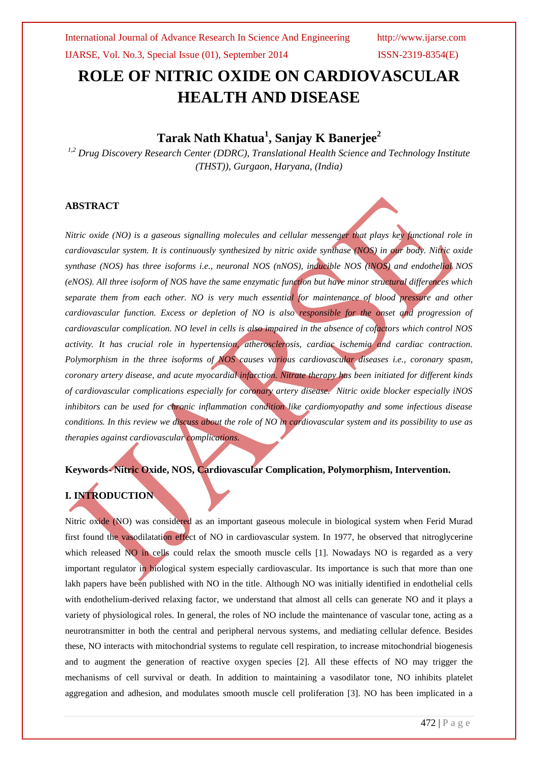# ROLE OF NITRIC OXIDE ON CARDIOVASCULAR HEALTH AND DISEASE

## Tarak Nath Khatua[1], Sanjay K Banerjee[2]

*[1,2] Drug Discovery Research Center (DDRC), Translational Health Science and Technology Institute (THST)), Gurgaon, Haryana, (India)*

### ABSTRACT

*Nitric oxide (NO) is a gaseous signalling molecules and cellular messenger that plays key functional role in cardiovascular system. It is continuously synthesized by nitric oxide synthase (NOS) in our body. Nitric oxide synthase (NOS) has three isoforms i.e., neuronal NOS (nNOS), inducible NOS (iNOS) and endothelial NOS (eNOS). All three isoform of NOS have the same enzymatic function but have minor structural differences which separate them from each other. NO is very much essential for maintenance of blood pressure and other cardiovascular function. Excess or depletion of NO is also responsible for the onset and progression of cardiovascular complication. NO level in cells is also impaired in the absence of cofactors which control NOS activity. It has crucial role in hypertension, atherosclerosis, cardiac ischemia and cardiac contraction. Polymorphism in the three isoforms of NOS causes various cardiovascular diseases i.e., coronary spasm, coronary artery disease, and acute myocardial infarction. Nitrate therapy has been initiated for different kinds of cardiovascular complications especially for coronary artery disease. Nitric oxide blocker especially iNOS inhibitors can be used for chronic inflammation condition like cardiomyopathy and some infectious disease conditions. In this review we discuss about the role of NO in cardiovascular system and its possibility to use as therapies against cardiovascular complications.*

**Keywords- Nitric Oxide, NOS, Cardiovascular Complication, Polymorphism, Intervention.**

### I. INTRODUCTION

Nitric oxide (NO) was considered as an important gaseous molecule in biological system when Ferid Murad first found the vasodilatation effect of NO in cardiovascular system. In 1977, he observed that nitroglycerine which released NO in cells could relax the smooth muscle cells [1]. Nowadays NO is regarded as a very important regulator in biological system especially cardiovascular. Its importance is such that more than one lakh papers have been published with NO in the title. Although NO was initially identified in endothelial cells with endothelium-derived relaxing factor, we understand that almost all cells can generate NO and it plays a variety of physiological roles. In general, the roles of NO include the maintenance of vascular tone, acting as a neurotransmitter in both the central and peripheral nervous systems, and mediating cellular defence. Besides these, NO interacts with mitochondrial systems to regulate cell respiration, to increase mitochondrial biogenesis and to augment the generation of reactive oxygen species [2]. All these effects of NO may trigger the mechanisms of cell survival or death. In addition to maintaining a vasodilator tone, NO inhibits platelet aggregation and adhesion, and modulates smooth muscle cell proliferation [3]. NO has been implicated in a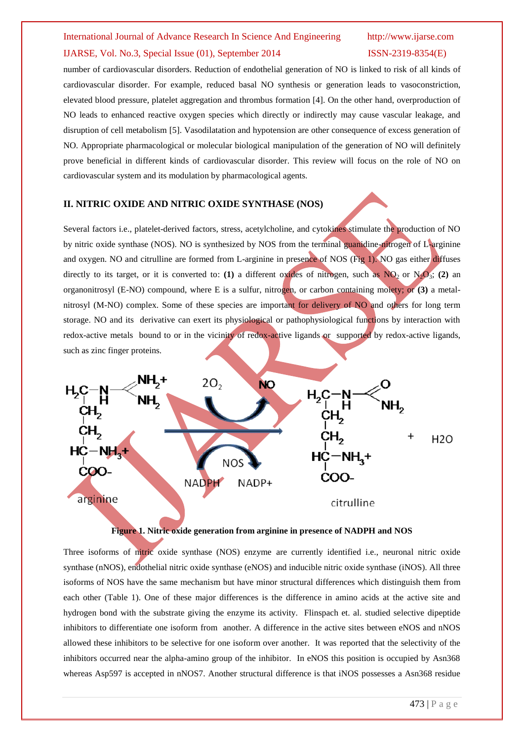number of cardiovascular disorders. Reduction of endothelial generation of NO is linked to risk of all kinds of cardiovascular disorder. For example, reduced basal NO synthesis or generation leads to vasoconstriction, elevated blood pressure, platelet aggregation and thrombus formation [4]. On the other hand, overproduction of NO leads to enhanced reactive oxygen species which directly or indirectly may cause vascular leakage, and disruption of cell metabolism [5]. Vasodilatation and hypotension are other consequence of excess generation of NO. Appropriate pharmacological or molecular biological manipulation of the generation of NO will definitely prove beneficial in different kinds of cardiovascular disorder. This review will focus on the role of NO on cardiovascular system and its modulation by pharmacological agents.

## II. NITRIC OXIDE AND NITRIC OXIDE SYNTHASE (NOS)

Several factors i.e., platelet-derived factors, stress, acetylcholine, and cytokines stimulate the production of NO by nitric oxide synthase (NOS). NO is synthesized by NOS from the terminal guanidine-nitrogen of L-arginine and oxygen. NO and citrulline are formed from L-arginine in presence of NOS (Fig 1). NO gas either diffuses directly to its target, or it is converted to: **(1)** a different oxides of nitrogen, such as $NO_2$ or $N_2O_3$; **(2)** an organonitrosyl (E-NO) compound, where E is a sulfur, nitrogen, or carbon containing moiety; or **(3)** a metal-nitrosyl (M-NO) complex. Some of these species are important for delivery of NO and others for long term storage. NO and its derivative can exert its physiological or pathophysiological functions by interaction with redox-active metals bound to or in the vicinity of redox-active ligands or supported by redox-active ligands, such as zinc finger proteins.

**Figure 1. Nitric oxide generation from arginine in presence of NADPH and NOS**

Three isoforms of nitric oxide synthase (NOS) enzyme are currently identified i.e., neuronal nitric oxide synthase (nNOS), endothelial nitric oxide synthase (eNOS) and inducible nitric oxide synthase (iNOS). All three isoforms of NOS have the same mechanism but have minor structural differences which distinguish them from each other (Table 1). One of these major differences is the difference in amino acids at the active site and hydrogen bond with the substrate giving the enzyme its activity. Flinspach et. al. studied selective dipeptide inhibitors to differentiate one isoform from another. A difference in the active sites between eNOS and nNOS allowed these inhibitors to be selective for one isoform over another. It was reported that the selectivity of the inhibitors occurred near the alpha-amino group of the inhibitor. In eNOS this position is occupied by Asn368 whereas Asp597 is accepted in nNOS7. Another structural difference is that iNOS possesses a Asn368 residue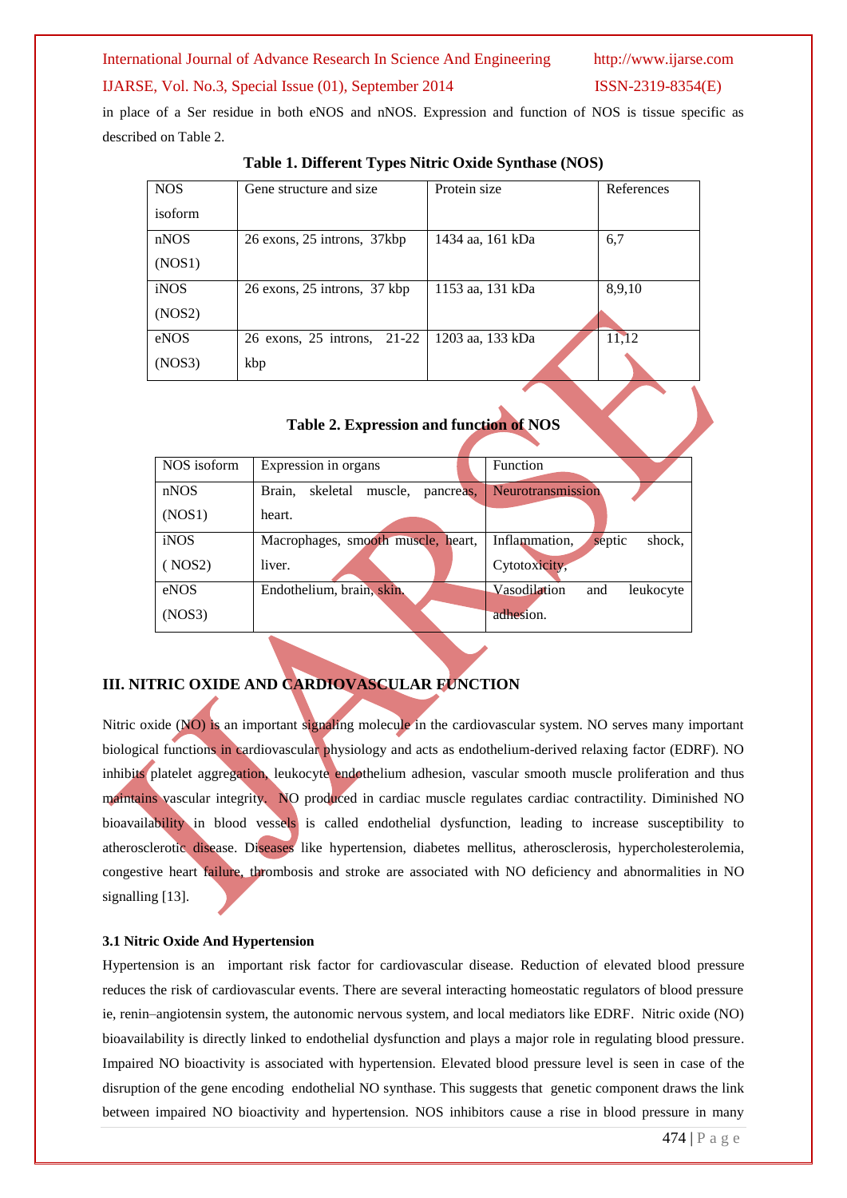in place of a Ser residue in both eNOS and nNOS. Expression and function of NOS is tissue specific as described on Table 2.

**Table 1. Different Types Nitric Oxide Synthase (NOS)**

| NOS isoform | Gene structure and size | Protein size | References |
|---|---|---|---|
| nNOS (NOS1) | 26 exons, 25 introns, 37kbp | 1434 aa, 161 kDa | 6,7 |
| iNOS (NOS2) | 26 exons, 25 introns, 37 kbp | 1153 aa, 131 kDa | 8,9,10 |
| eNOS (NOS3) | 26 exons, 25 introns, 21-22 kbp | 1203 aa, 133 kDa | 11,12 |

**Table 2. Expression and function of NOS**

| NOS isoform | Expression in organs | Function |
|---|---|---|
| nNOS (NOS1) | Brain, skeletal muscle, pancreas, heart. | Neurotransmission |
| iNOS ( NOS2) | Macrophages, smooth muscle, heart, liver. | Inflammation, septic shock, Cytotoxicity, |
| eNOS (NOS3) | Endothelium, brain, skin. | Vasodilation and leukocyte adhesion. |

## III. NITRIC OXIDE AND CARDIOVASCULAR FUNCTION

Nitric oxide (NO) is an important signaling molecule in the cardiovascular system. NO serves many important biological functions in cardiovascular physiology and acts as endothelium-derived relaxing factor (EDRF). NO inhibits platelet aggregation, leukocyte endothelium adhesion, vascular smooth muscle proliferation and thus maintains vascular integrity. NO produced in cardiac muscle regulates cardiac contractility. Diminished NO bioavailability in blood vessels is called endothelial dysfunction, leading to increase susceptibility to atherosclerotic disease. Diseases like hypertension, diabetes mellitus, atherosclerosis, hypercholesterolemia, congestive heart failure, thrombosis and stroke are associated with NO deficiency and abnormalities in NO signalling [13].

### 3.1 Nitric Oxide And Hypertension

Hypertension is an important risk factor for cardiovascular disease. Reduction of elevated blood pressure reduces the risk of cardiovascular events. There are several interacting homeostatic regulators of blood pressure ie, renin–angiotensin system, the autonomic nervous system, and local mediators like EDRF. Nitric oxide (NO) bioavailability is directly linked to endothelial dysfunction and plays a major role in regulating blood pressure. Impaired NO bioactivity is associated with hypertension. Elevated blood pressure level is seen in case of the disruption of the gene encoding endothelial NO synthase. This suggests that genetic component draws the link between impaired NO bioactivity and hypertension. NOS inhibitors cause a rise in blood pressure in many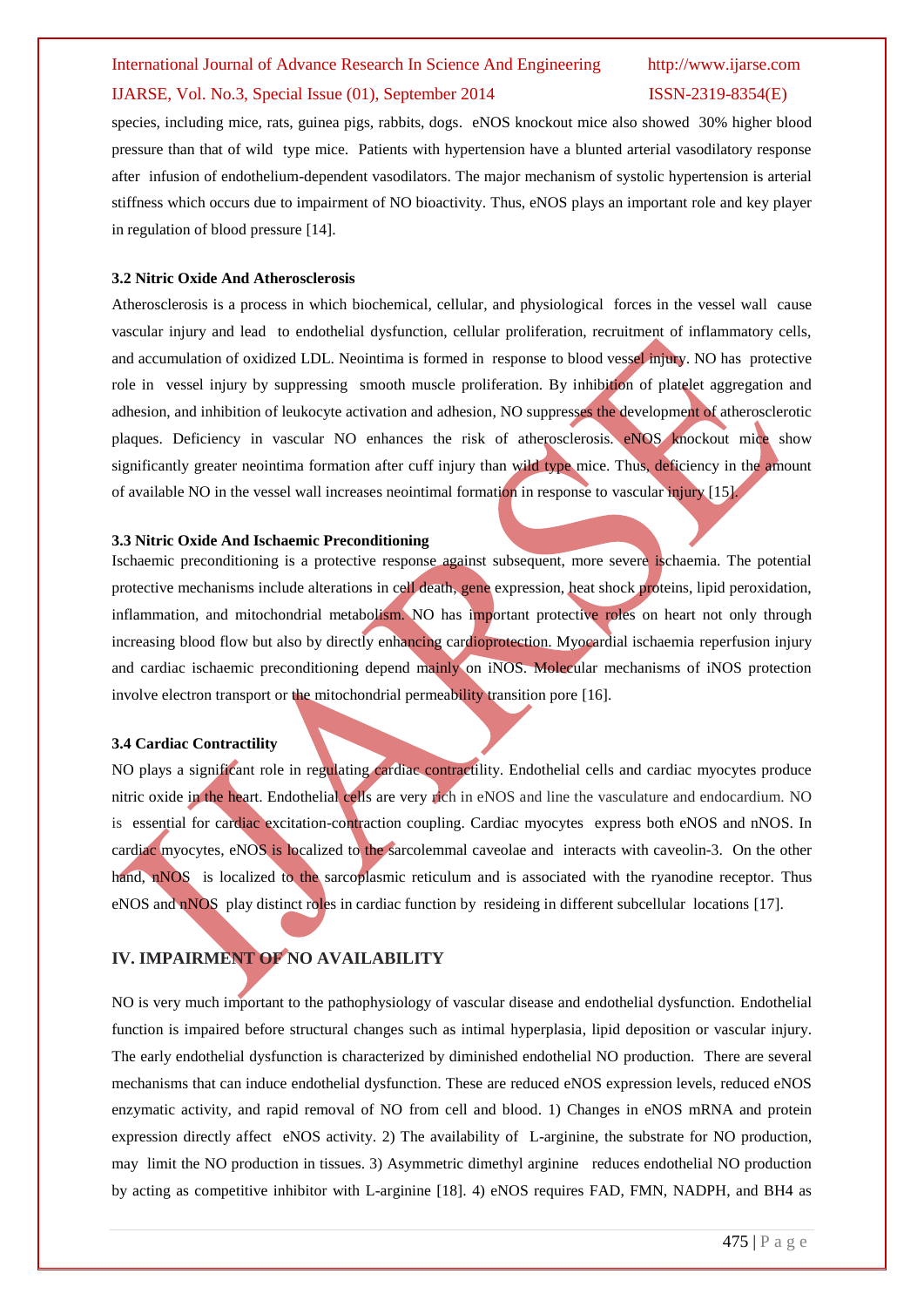species, including mice, rats, guinea pigs, rabbits, dogs. eNOS knockout mice also showed 30% higher blood pressure than that of wild type mice. Patients with hypertension have a blunted arterial vasodilatory response after infusion of endothelium-dependent vasodilators. The major mechanism of systolic hypertension is arterial stiffness which occurs due to impairment of NO bioactivity. Thus, eNOS plays an important role and key player in regulation of blood pressure [14].

### 3.2 Nitric Oxide And Atherosclerosis

Atherosclerosis is a process in which biochemical, cellular, and physiological forces in the vessel wall cause vascular injury and lead to endothelial dysfunction, cellular proliferation, recruitment of inflammatory cells, and accumulation of oxidized LDL. Neointima is formed in response to blood vessel injury. NO has protective role in vessel injury by suppressing smooth muscle proliferation. By inhibition of platelet aggregation and adhesion, and inhibition of leukocyte activation and adhesion, NO suppresses the development of atherosclerotic plaques. Deficiency in vascular NO enhances the risk of atherosclerosis. eNOS knockout mice show significantly greater neointima formation after cuff injury than wild type mice. Thus, deficiency in the amount of available NO in the vessel wall increases neointimal formation in response to vascular injury [15].

### 3.3 Nitric Oxide And Ischaemic Preconditioning

Ischaemic preconditioning is a protective response against subsequent, more severe ischaemia. The potential protective mechanisms include alterations in cell death, gene expression, heat shock proteins, lipid peroxidation, inflammation, and mitochondrial metabolism. NO has important protective roles on heart not only through increasing blood flow but also by directly enhancing cardioprotection. Myocardial ischaemia reperfusion injury and cardiac ischaemic preconditioning depend mainly on iNOS. Molecular mechanisms of iNOS protection involve electron transport or the mitochondrial permeability transition pore [16].

### 3.4 Cardiac Contractility

NO plays a significant role in regulating cardiac contractility. Endothelial cells and cardiac myocytes produce nitric oxide in the heart. Endothelial cells are very rich in eNOS and line the vasculature and endocardium. NO is essential for cardiac excitation-contraction coupling. Cardiac myocytes express both eNOS and nNOS. In cardiac myocytes, eNOS is localized to the sarcolemmal caveolae and interacts with caveolin-3. On the other hand, nNOS is localized to the sarcoplasmic reticulum and is associated with the ryanodine receptor. Thus eNOS and nNOS play distinct roles in cardiac function by resideing in different subcellular locations [17].

## IV. IMPAIRMENT OF NO AVAILABILITY

NO is very much important to the pathophysiology of vascular disease and endothelial dysfunction. Endothelial function is impaired before structural changes such as intimal hyperplasia, lipid deposition or vascular injury. The early endothelial dysfunction is characterized by diminished endothelial NO production. There are several mechanisms that can induce endothelial dysfunction. These are reduced eNOS expression levels, reduced eNOS enzymatic activity, and rapid removal of NO from cell and blood. 1) Changes in eNOS mRNA and protein expression directly affect eNOS activity. 2) The availability of L-arginine, the substrate for NO production, may limit the NO production in tissues. 3) Asymmetric dimethyl arginine reduces endothelial NO production by acting as competitive inhibitor with L-arginine [18]. 4) eNOS requires FAD, FMN, NADPH, and BH4 as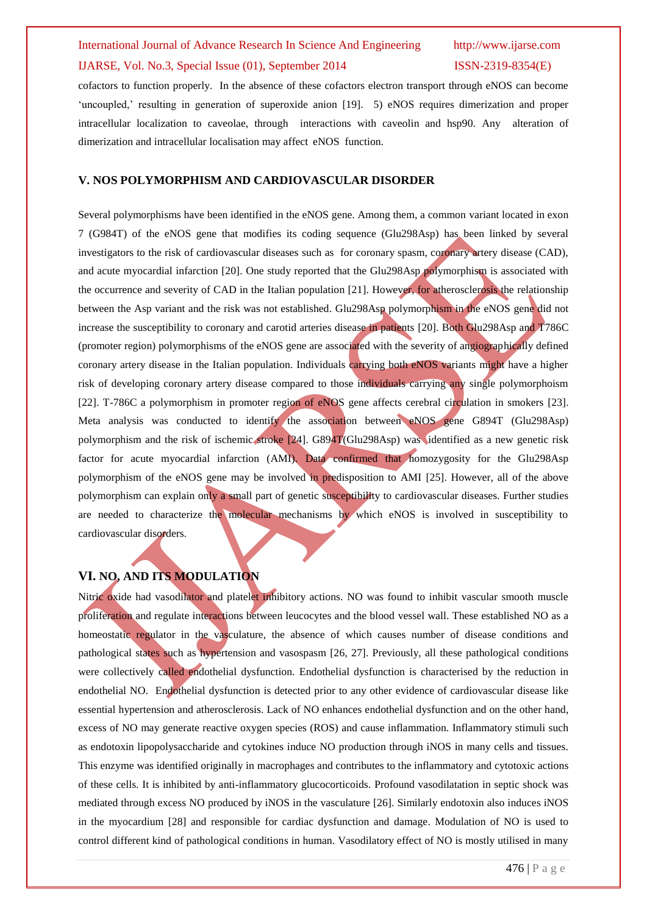cofactors to function properly. In the absence of these cofactors electron transport through eNOS can become 'uncoupled,' resulting in generation of superoxide anion [19]. 5) eNOS requires dimerization and proper intracellular localization to caveolae, through interactions with caveolin and hsp90. Any alteration of dimerization and intracellular localisation may affect eNOS function.

## V. NOS POLYMORPHISM AND CARDIOVASCULAR DISORDER

Several polymorphisms have been identified in the eNOS gene. Among them, a common variant located in exon 7 (G984T) of the eNOS gene that modifies its coding sequence (Glu298Asp) has been linked by several investigators to the risk of cardiovascular diseases such as for coronary spasm, coronary artery disease (CAD), and acute myocardial infarction [20]. One study reported that the Glu298Asp polymorphism is associated with the occurrence and severity of CAD in the Italian population [21]. However, for atherosclerosis the relationship between the Asp variant and the risk was not established. Glu298Asp polymorphism in the eNOS gene did not increase the susceptibility to coronary and carotid arteries disease in patients [20]. Both Glu298Asp and T786C (promoter region) polymorphisms of the eNOS gene are associated with the severity of angiographically defined coronary artery disease in the Italian population. Individuals carrying both eNOS variants might have a higher risk of developing coronary artery disease compared to those individuals carrying any single polymorphoism [22]. T-786C a polymorphism in promoter region of eNOS gene affects cerebral circulation in smokers [23]. Meta analysis was conducted to identify the association between eNOS gene G894T (Glu298Asp) polymorphism and the risk of ischemic stroke [24]. G894T(Glu298Asp) was identified as a new genetic risk factor for acute myocardial infarction (AMI). Data confirmed that homozygosity for the Glu298Asp polymorphism of the eNOS gene may be involved in predisposition to AMI [25]. However, all of the above polymorphism can explain only a small part of genetic susceptibility to cardiovascular diseases. Further studies are needed to characterize the molecular mechanisms by which eNOS is involved in susceptibility to cardiovascular disorders.

## VI. NO, AND ITS MODULATION

Nitric oxide had vasodilator and platelet inhibitory actions. NO was found to inhibit vascular smooth muscle proliferation and regulate interactions between leucocytes and the blood vessel wall. These established NO as a homeostatic regulator in the vasculature, the absence of which causes number of disease conditions and pathological states such as hypertension and vasospasm [26, 27]. Previously, all these pathological conditions were collectively called endothelial dysfunction. Endothelial dysfunction is characterised by the reduction in endothelial NO. Endothelial dysfunction is detected prior to any other evidence of cardiovascular disease like essential hypertension and atherosclerosis. Lack of NO enhances endothelial dysfunction and on the other hand, excess of NO may generate reactive oxygen species (ROS) and cause inflammation. Inflammatory stimuli such as endotoxin lipopolysaccharide and cytokines induce NO production through iNOS in many cells and tissues. This enzyme was identified originally in macrophages and contributes to the inflammatory and cytotoxic actions of these cells. It is inhibited by anti-inflammatory glucocorticoids. Profound vasodilatation in septic shock was mediated through excess NO produced by iNOS in the vasculature [26]. Similarly endotoxin also induces iNOS in the myocardium [28] and responsible for cardiac dysfunction and damage. Modulation of NO is used to control different kind of pathological conditions in human. Vasodilatory effect of NO is mostly utilised in many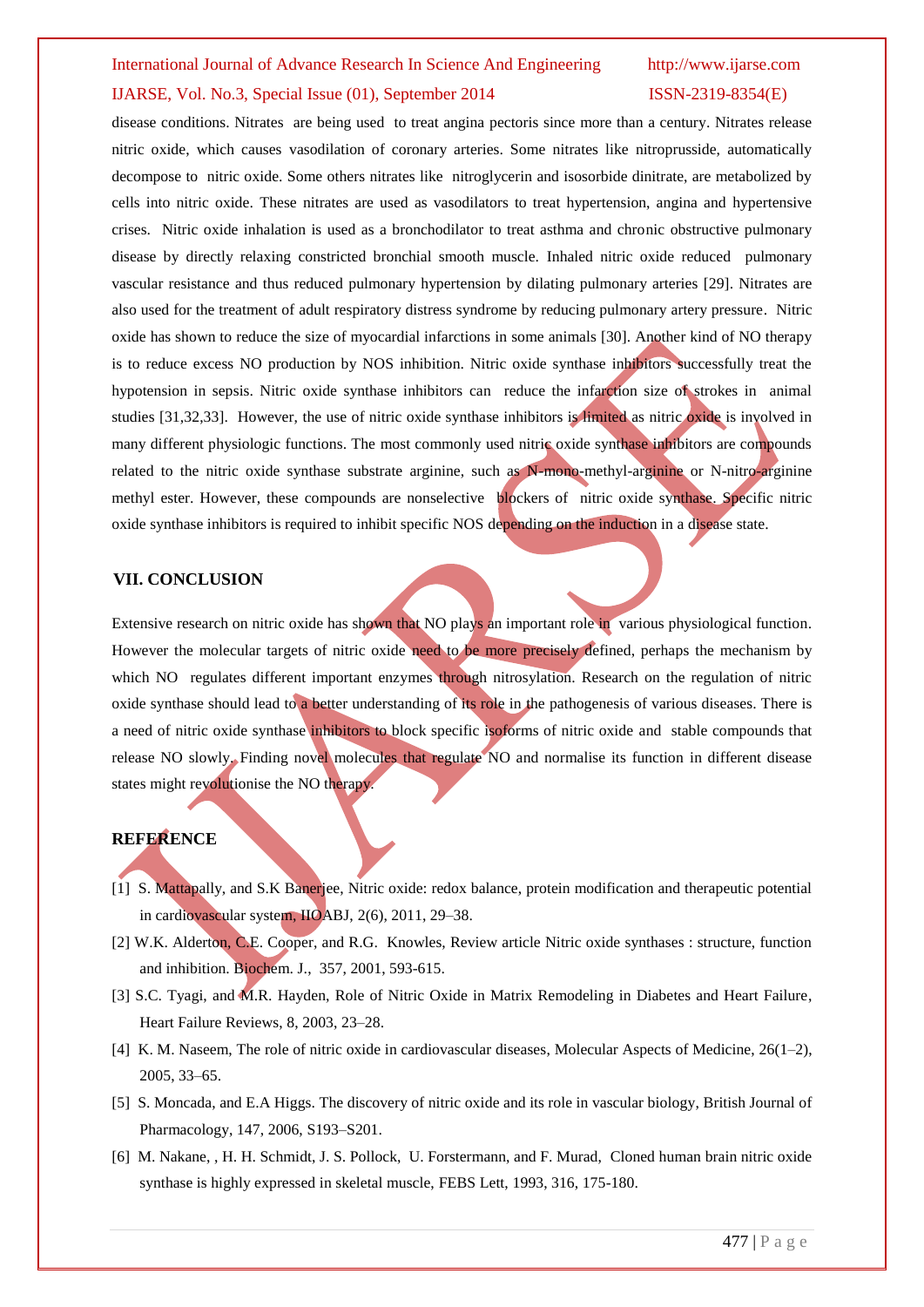disease conditions. Nitrates are being used to treat angina pectoris since more than a century. Nitrates release nitric oxide, which causes vasodilation of coronary arteries. Some nitrates like nitroprusside, automatically decompose to nitric oxide. Some others nitrates like nitroglycerin and isosorbide dinitrate, are metabolized by cells into nitric oxide. These nitrates are used as vasodilators to treat hypertension, angina and hypertensive crises. Nitric oxide inhalation is used as a bronchodilator to treat asthma and chronic obstructive pulmonary disease by directly relaxing constricted bronchial smooth muscle. Inhaled nitric oxide reduced pulmonary vascular resistance and thus reduced pulmonary hypertension by dilating pulmonary arteries [29]. Nitrates are also used for the treatment of adult respiratory distress syndrome by reducing pulmonary artery pressure. Nitric oxide has shown to reduce the size of myocardial infarctions in some animals [30]. Another kind of NO therapy is to reduce excess NO production by NOS inhibition. Nitric oxide synthase inhibitors successfully treat the hypotension in sepsis. Nitric oxide synthase inhibitors can reduce the infarction size of strokes in animal studies [31,32,33]. However, the use of nitric oxide synthase inhibitors is limited as nitric oxide is involved in many different physiologic functions. The most commonly used nitric oxide synthase inhibitors are compounds related to the nitric oxide synthase substrate arginine, such as N-mono-methyl-arginine or N-nitro-arginine methyl ester. However, these compounds are nonselective blockers of nitric oxide synthase. Specific nitric oxide synthase inhibitors is required to inhibit specific NOS depending on the induction in a disease state.

## VII. CONCLUSION

Extensive research on nitric oxide has shown that NO plays an important role in various physiological function. However the molecular targets of nitric oxide need to be more precisely defined, perhaps the mechanism by which NO regulates different important enzymes through nitrosylation. Research on the regulation of nitric oxide synthase should lead to a better understanding of its role in the pathogenesis of various diseases. There is a need of nitric oxide synthase inhibitors to block specific isoforms of nitric oxide and stable compounds that release NO slowly. Finding novel molecules that regulate NO and normalise its function in different disease states might revolutionise the NO therapy.

## REFERENCE

[1] S. Mattapally, and S.K Banerjee, Nitric oxide: redox balance, protein modification and therapeutic potential in cardiovascular system, IIOABJ, 2(6), 2011, 29–38.

[2] W.K. Alderton, C.E. Cooper, and R.G. Knowles, Review article Nitric oxide synthases : structure, function and inhibition. Biochem. J., 357, 2001, 593-615.

[3] S.C. Tyagi, and M.R. Hayden, Role of Nitric Oxide in Matrix Remodeling in Diabetes and Heart Failure, Heart Failure Reviews, 8, 2003, 23–28.

[4] K. M. Naseem, The role of nitric oxide in cardiovascular diseases, Molecular Aspects of Medicine, 26(1–2), 2005, 33–65.

[5] S. Moncada, and E.A Higgs. The discovery of nitric oxide and its role in vascular biology, British Journal of Pharmacology, 147, 2006, S193–S201.

[6] M. Nakane, , H. H. Schmidt, J. S. Pollock, U. Forstermann, and F. Murad, Cloned human brain nitric oxide synthase is highly expressed in skeletal muscle, FEBS Lett, 1993, 316, 175-180.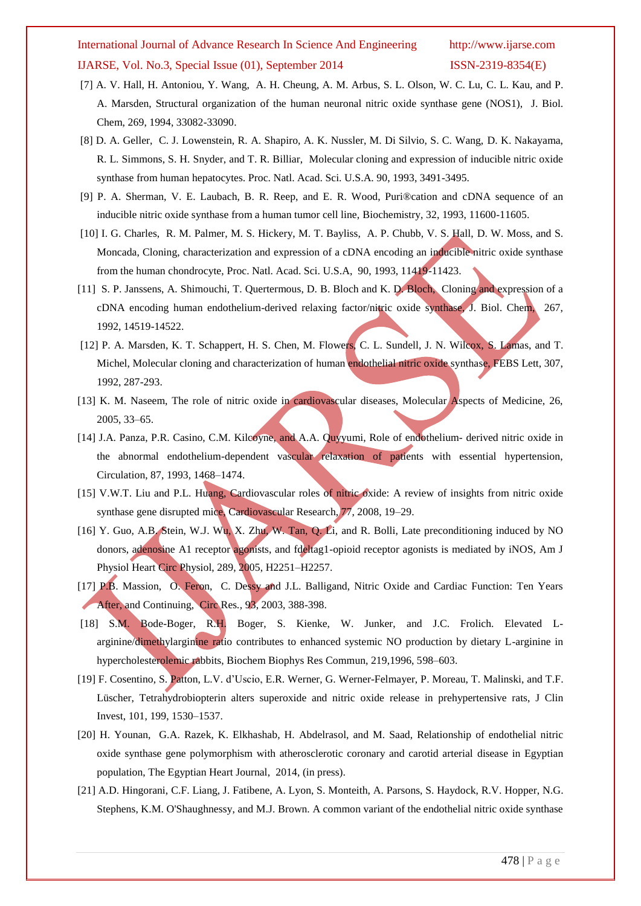[7] A. V. Hall, H. Antoniou, Y. Wang, A. H. Cheung, A. M. Arbus, S. L. Olson, W. C. Lu, C. L. Kau, and P. A. Marsden, Structural organization of the human neuronal nitric oxide synthase gene (NOS1), J. Biol. Chem, 269, 1994, 33082-33090.

[8] D. A. Geller, C. J. Lowenstein, R. A. Shapiro, A. K. Nussler, M. Di Silvio, S. C. Wang, D. K. Nakayama, R. L. Simmons, S. H. Snyder, and T. R. Billiar, Molecular cloning and expression of inducible nitric oxide synthase from human hepatocytes. Proc. Natl. Acad. Sci. U.S.A. 90, 1993, 3491-3495.

[9] P. A. Sherman, V. E. Laubach, B. R. Reep, and E. R. Wood, Puri®cation and cDNA sequence of an inducible nitric oxide synthase from a human tumor cell line, Biochemistry, 32, 1993, 11600-11605.

[10] I. G. Charles, R. M. Palmer, M. S. Hickery, M. T. Bayliss, A. P. Chubb, V. S. Hall, D. W. Moss, and S. Moncada, Cloning, characterization and expression of a cDNA encoding an inducible nitric oxide synthase from the human chondrocyte, Proc. Natl. Acad. Sci. U.S.A, 90, 1993, 11419-11423.

[11] S. P. Janssens, A. Shimouchi, T. Quertermous, D. B. Bloch and K. D. Bloch, Cloning and expression of a cDNA encoding human endothelium-derived relaxing factor/nitric oxide synthase, J. Biol. Chem, 267, 1992, 14519-14522.

[12] P. A. Marsden, K. T. Schappert, H. S. Chen, M. Flowers, C. L. Sundell, J. N. Wilcox, S. Lamas, and T. Michel, Molecular cloning and characterization of human endothelial nitric oxide synthase, FEBS Lett, 307, 1992, 287-293.

[13] K. M. Naseem, The role of nitric oxide in cardiovascular diseases, Molecular Aspects of Medicine, 26, 2005, 33–65.

[14] J.A. Panza, P.R. Casino, C.M. Kilcoyne, and A.A. Quyyumi, Role of endothelium- derived nitric oxide in the abnormal endothelium-dependent vascular relaxation of patients with essential hypertension, Circulation, 87, 1993, 1468–1474.

[15] V.W.T. Liu and P.L. Huang, Cardiovascular roles of nitric oxide: A review of insights from nitric oxide synthase gene disrupted mice, Cardiovascular Research, 77, 2008, 19–29.

[16] Y. Guo, A.B. Stein, W.J. Wu, X. Zhu, W. Tan, Q. Li, and R. Bolli, Late preconditioning induced by NO donors, adenosine A1 receptor agonists, and fdeltag1-opioid receptor agonists is mediated by iNOS, Am J Physiol Heart Circ Physiol, 289, 2005, H2251–H2257.

[17] P.B. Massion, O. Feron, C. Dessy and J.L. Balligand, Nitric Oxide and Cardiac Function: Ten Years After, and Continuing, Circ Res., 93, 2003, 388-398.

[18] S.M. Bode-Boger, R.H. Boger, S. Kienke, W. Junker, and J.C. Frolich. Elevated L-arginine/dimethylarginine ratio contributes to enhanced systemic NO production by dietary L-arginine in hypercholesterolemic rabbits, Biochem Biophys Res Commun, 219,1996, 598–603.

[19] F. Cosentino, S. Patton, L.V. d'Uscio, E.R. Werner, G. Werner-Felmayer, P. Moreau, T. Malinski, and T.F. Lüscher, Tetrahydrobiopterin alters superoxide and nitric oxide release in prehypertensive rats, J Clin Invest, 101, 199, 1530–1537.

[20] H. Younan, G.A. Razek, K. Elkhashab, H. Abdelrasol, and M. Saad, Relationship of endothelial nitric oxide synthase gene polymorphism with atherosclerotic coronary and carotid arterial disease in Egyptian population, The Egyptian Heart Journal, 2014, (in press).

[21] A.D. Hingorani, C.F. Liang, J. Fatibene, A. Lyon, S. Monteith, A. Parsons, S. Haydock, R.V. Hopper, N.G. Stephens, K.M. O'Shaughnessy, and M.J. Brown. A common variant of the endothelial nitric oxide synthase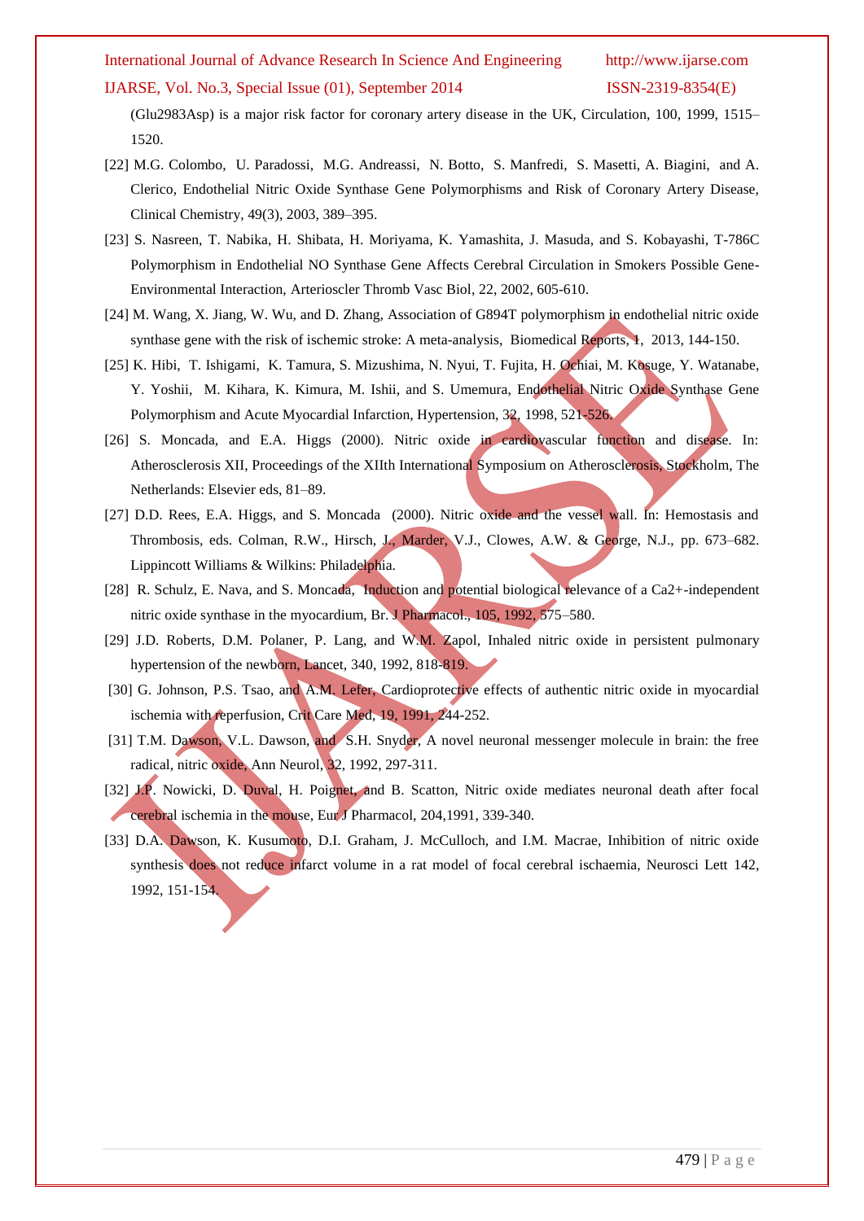(Glu2983Asp) is a major risk factor for coronary artery disease in the UK, Circulation, 100, 1999, 1515–1520.

[22] M.G. Colombo, U. Paradossi, M.G. Andreassi, N. Botto, S. Manfredi, S. Masetti, A. Biagini, and A. Clerico, Endothelial Nitric Oxide Synthase Gene Polymorphisms and Risk of Coronary Artery Disease, Clinical Chemistry, 49(3), 2003, 389–395.

[23] S. Nasreen, T. Nabika, H. Shibata, H. Moriyama, K. Yamashita, J. Masuda, and S. Kobayashi, T-786C Polymorphism in Endothelial NO Synthase Gene Affects Cerebral Circulation in Smokers Possible Gene-Environmental Interaction, Arterioscler Thromb Vasc Biol, 22, 2002, 605-610.

[24] M. Wang, X. Jiang, W. Wu, and D. Zhang, Association of G894T polymorphism in endothelial nitric oxide synthase gene with the risk of ischemic stroke: A meta-analysis, Biomedical Reports, 1, 2013, 144-150.

[25] K. Hibi, T. Ishigami, K. Tamura, S. Mizushima, N. Nyui, T. Fujita, H. Ochiai, M. Kosuge, Y. Watanabe, Y. Yoshii, M. Kihara, K. Kimura, M. Ishii, and S. Umemura, Endothelial Nitric Oxide Synthase Gene Polymorphism and Acute Myocardial Infarction, Hypertension, 32, 1998, 521-526.

[26] S. Moncada, and E.A. Higgs (2000). Nitric oxide in cardiovascular function and disease. In: Atherosclerosis XII, Proceedings of the XIIth International Symposium on Atherosclerosis, Stockholm, The Netherlands: Elsevier eds, 81–89.

[27] D.D. Rees, E.A. Higgs, and S. Moncada (2000). Nitric oxide and the vessel wall. In: Hemostasis and Thrombosis, eds. Colman, R.W., Hirsch, J., Marder, V.J., Clowes, A.W. & George, N.J., pp. 673–682. Lippincott Williams & Wilkins: Philadelphia.

[28] R. Schulz, E. Nava, and S. Moncada, Induction and potential biological relevance of a Ca2+-independent nitric oxide synthase in the myocardium, Br. J Pharmacol., 105, 1992, 575–580.

[29] J.D. Roberts, D.M. Polaner, P. Lang, and W.M. Zapol, Inhaled nitric oxide in persistent pulmonary hypertension of the newborn, Lancet, 340, 1992, 818-819.

[30] G. Johnson, P.S. Tsao, and A.M. Lefer, Cardioprotective effects of authentic nitric oxide in myocardial ischemia with reperfusion, Crit Care Med, 19, 1991, 244-252.

[31] T.M. Dawson, V.L. Dawson, and S.H. Snyder, A novel neuronal messenger molecule in brain: the free radical, nitric oxide, Ann Neurol, 32, 1992, 297-311.

[32] J.P. Nowicki, D. Duval, H. Poignet, and B. Scatton, Nitric oxide mediates neuronal death after focal cerebral ischemia in the mouse, Eur J Pharmacol, 204,1991, 339-340.

[33] D.A. Dawson, K. Kusumoto, D.I. Graham, J. McCulloch, and I.M. Macrae, Inhibition of nitric oxide synthesis does not reduce infarct volume in a rat model of focal cerebral ischaemia, Neurosci Lett 142, 1992, 151-154.